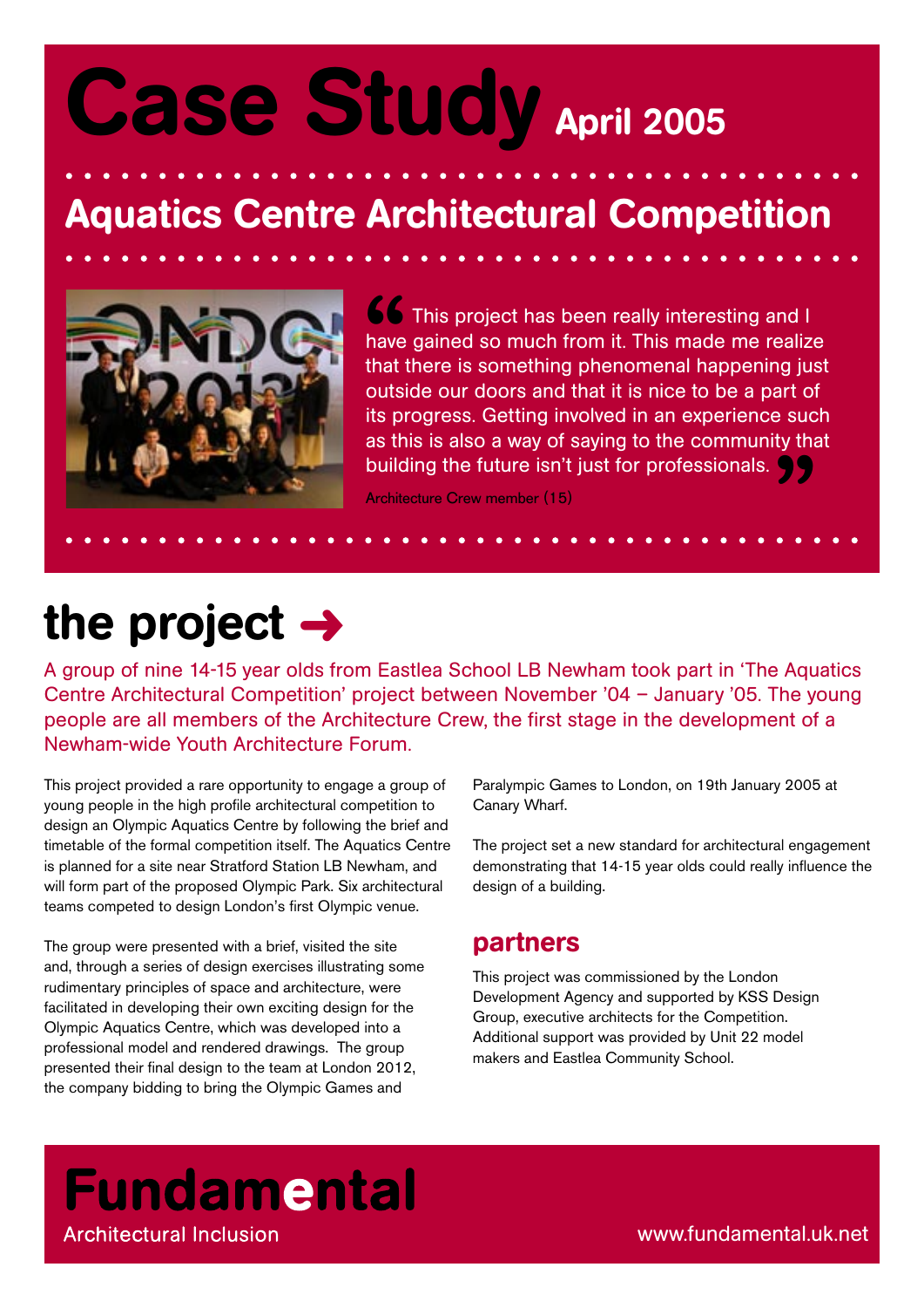# Case Study April 2005

## Aquatics Centre Architectural Competition

“This project has been really interesting and I have gained so much from it. This made me realize that there is something phenomenal happening just outside our doors and that it is nice to be a part of its progress. Getting involved in an experience such as this is also a way of saying to the community that building the future isn't just for professionals.”

Architecture Crew member (15)

## the project →

A group of nine 14-15 year olds from Eastlea School LB Newham took part in 'The Aquatics Centre Architectural Competition' project between November '04 – January '05. The young people are all members of the Architecture Crew, the first stage in the development of a Newham-wide Youth Architecture Forum.

This project provided a rare opportunity to engage a group of young people in the high profile architectural competition to design an Olympic Aquatics Centre by following the brief and timetable of the formal competition itself. The Aquatics Centre is planned for a site near Stratford Station LB Newham, and will form part of the proposed Olympic Park. Six architectural teams competed to design London's first Olympic venue.

The group were presented with a brief, visited the site and, through a series of design exercises illustrating some rudimentary principles of space and architecture, were facilitated in developing their own exciting design for the Olympic Aquatics Centre, which was developed into a professional model and rendered drawings. The group presented their final design to the team at London 2012, the company bidding to bring the Olympic Games and Paralympic Games to London, on 19th January 2005 at Canary Wharf.

The project set a new standard for architectural engagement demonstrating that 14-15 year olds could really influence the design of a building.

### partners

This project was commissioned by the London Development Agency and supported by KSS Design Group, executive architects for the Competition. Additional support was provided by Unit 22 model makers and Eastlea Community School.

**Fundamental**
Architectural Inclusion

www.fundamental.uk.net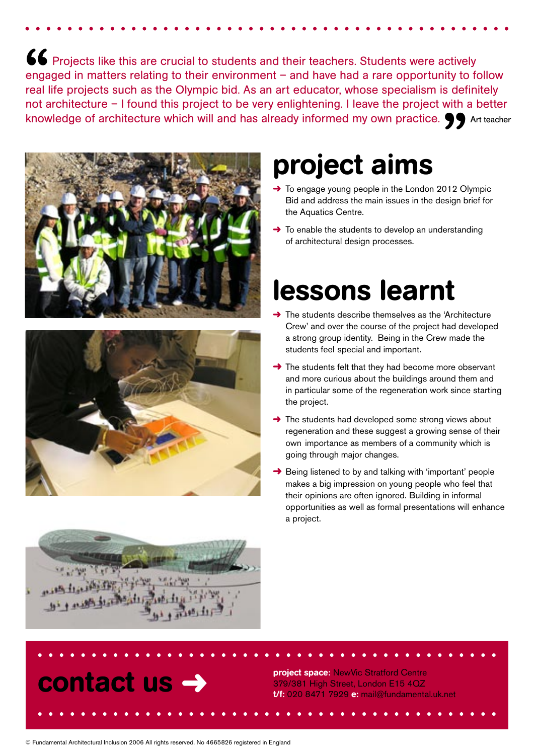" Projects like this are crucial to students and their teachers. Students were actively engaged in matters relating to their environment – and have had a rare opportunity to follow real life projects such as the Olympic bid. As an art educator, whose specialism is definitely not architecture – I found this project to be very enlightening. I leave the project with a better knowledge of architecture which will and has already informed my own practice. " Art teacher

## project aims

- To engage young people in the London 2012 Olympic Bid and address the main issues in the design brief for the Aquatics Centre.
- To enable the students to develop an understanding of architectural design processes.

## lessons learnt

- The students describe themselves as the 'Architecture Crew' and over the course of the project had developed a strong group identity. Being in the Crew made the students feel special and important.
- The students felt that they had become more observant and more curious about the buildings around them and in particular some of the regeneration work since starting the project.
- The students had developed some strong views about regeneration and these suggest a growing sense of their own importance as members of a community which is going through major changes.
- Being listened to by and talking with 'important' people makes a big impression on young people who feel that their opinions are often ignored. Building in informal opportunities as well as formal presentations will enhance a project.

## contact us →

**project space:** NewVic Stratford Centre
379/381 High Street, London E15 4QZ
**t/f:** 020 8471 7929 **e:** mail@fundamental.uk.net

© Fundamental Architectural Inclusion 2006 All rights reserved. No 4665826 registered in England